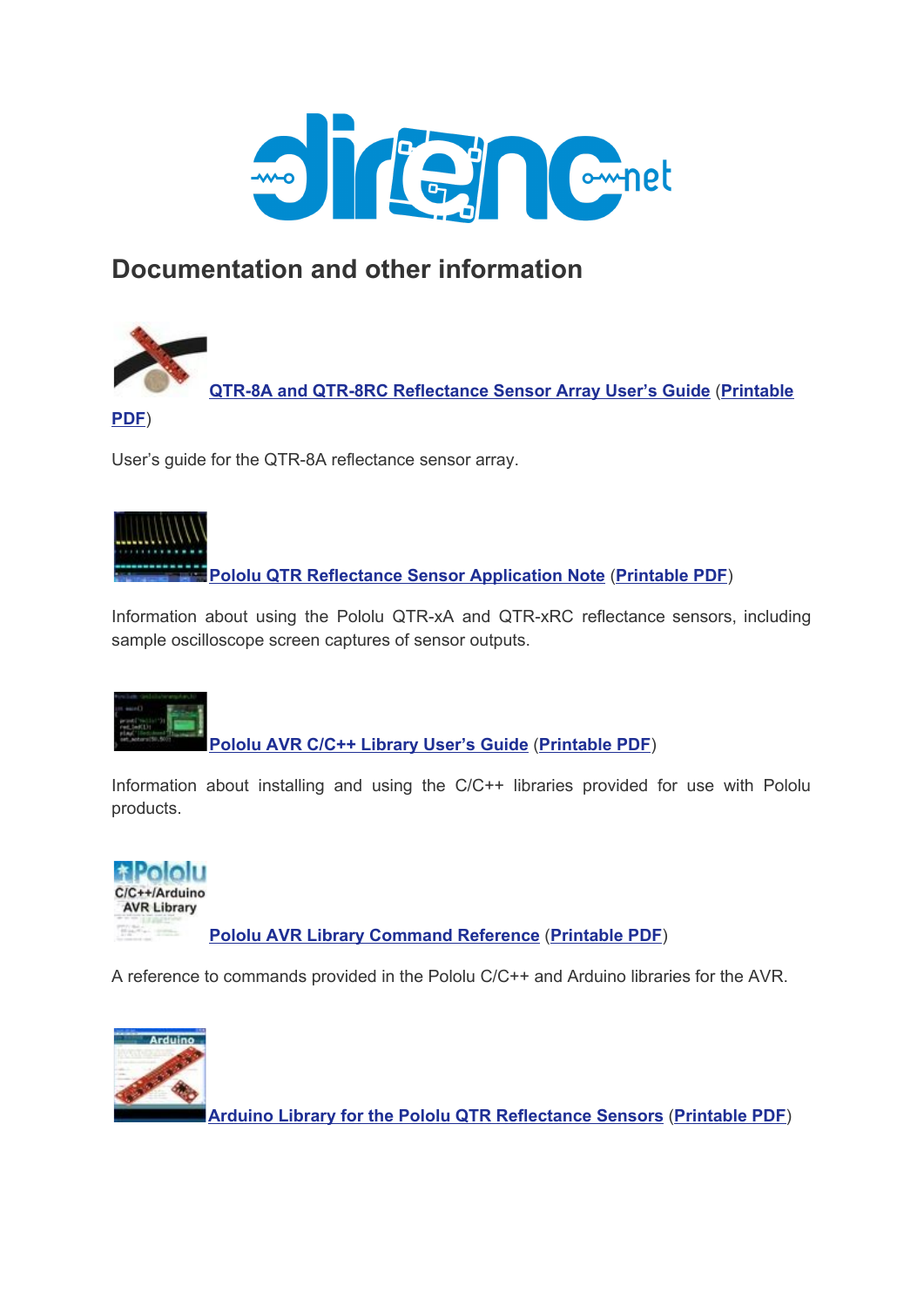## Documentation and other information

**QTR-8A and QTR-8RC Reflectance Sensor Array User's Guide** (**Printable PDF**)

User's guide for the QTR-8A reflectance sensor array.

**Pololu QTR Reflectance Sensor Application Note** (**Printable PDF**)

Information about using the Pololu QTR-xA and QTR-xRC reflectance sensors, including sample oscilloscope screen captures of sensor outputs.

**Pololu AVR C/C++ Library User's Guide** (**Printable PDF**)

Information about installing and using the C/C++ libraries provided for use with Pololu products.

**Pololu AVR Library Command Reference** (**Printable PDF**)

A reference to commands provided in the Pololu C/C++ and Arduino libraries for the AVR.

**Arduino Library for the Pololu QTR Reflectance Sensors** (**Printable PDF**)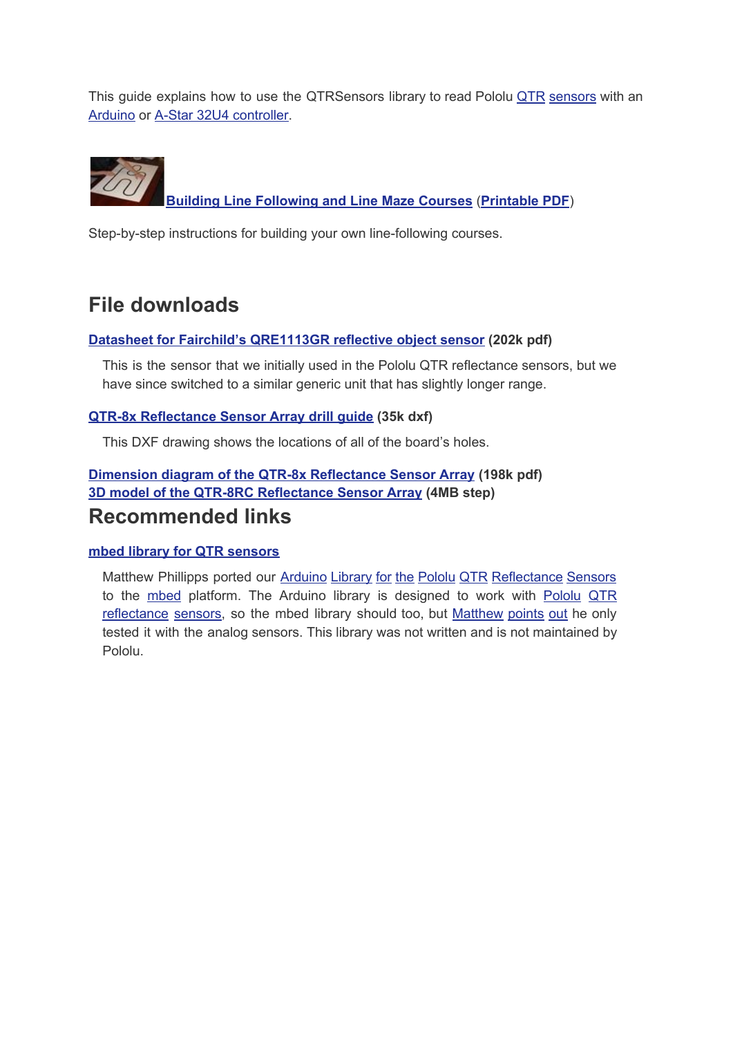This guide explains how to use the QTRSensors library to read Pololu QTR sensors with an Arduino or A-Star 32U4 controller.

**Building Line Following and Line Maze Courses** (**Printable PDF**)

Step-by-step instructions for building your own line-following courses.

## File downloads

**Datasheet for Fairchild's QRE1113GR reflective object sensor (202k pdf)**

This is the sensor that we initially used in the Pololu QTR reflectance sensors, but we have since switched to a similar generic unit that has slightly longer range.

**QTR-8x Reflectance Sensor Array drill guide (35k dxf)**

This DXF drawing shows the locations of all of the board's holes.

**Dimension diagram of the QTR-8x Reflectance Sensor Array (198k pdf)**
**3D model of the QTR-8RC Reflectance Sensor Array (4MB step)**

## Recommended links

**mbed library for QTR sensors**

Matthew Phillipps ported our Arduino Library for the Pololu QTR Reflectance Sensors to the mbed platform. The Arduino library is designed to work with Pololu QTR reflectance sensors, so the mbed library should too, but Matthew points out he only tested it with the analog sensors. This library was not written and is not maintained by Pololu.